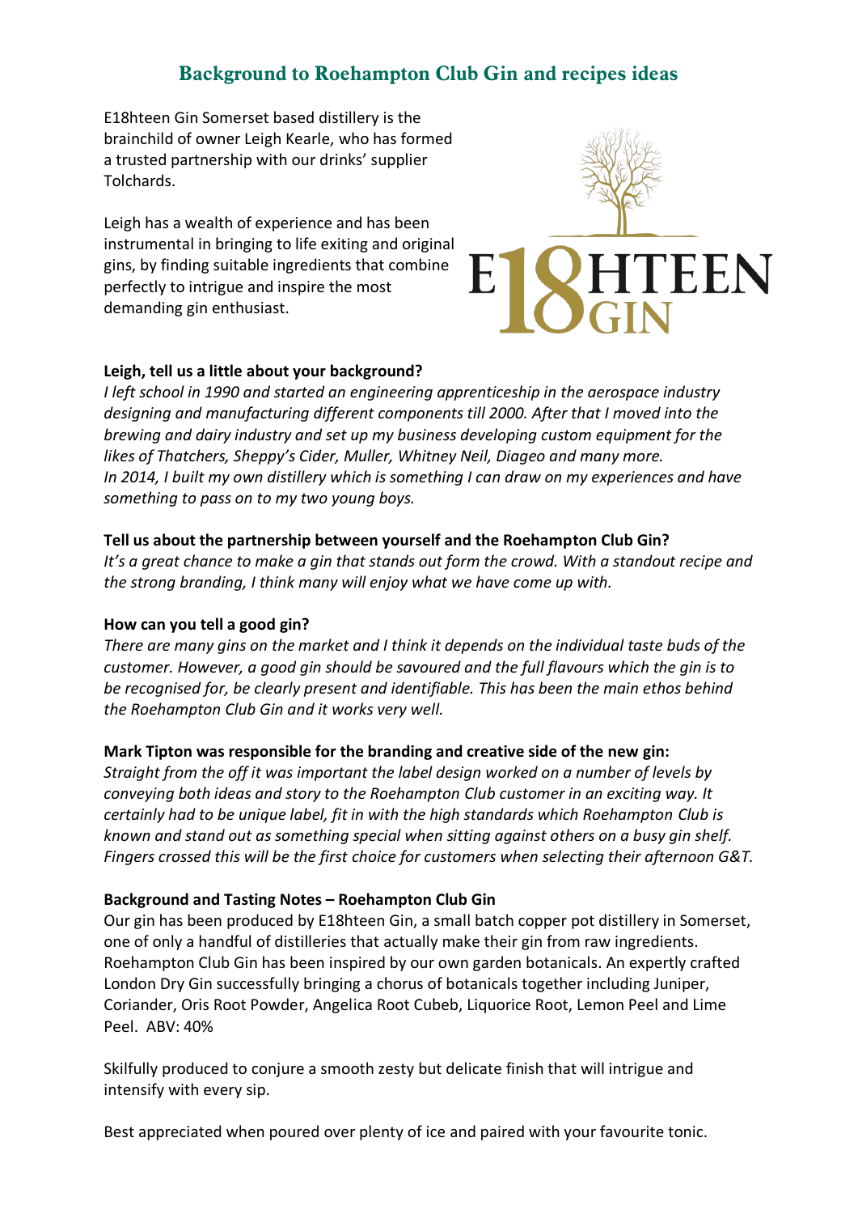# Background to Roehampton Club Gin and recipes ideas

E18hteen Gin Somerset based distillery is the brainchild of owner Leigh Kearle, who has formed a trusted partnership with our drinks' supplier Tolchards.

Leigh has a wealth of experience and has been instrumental in bringing to life exiting and original gins, by finding suitable ingredients that combine perfectly to intrigue and inspire the most demanding gin enthusiast.

**Leigh, tell us a little about your background?**

*I left school in 1990 and started an engineering apprenticeship in the aerospace industry designing and manufacturing different components till 2000. After that I moved into the brewing and dairy industry and set up my business developing custom equipment for the likes of Thatchers, Sheppy's Cider, Muller, Whitney Neil, Diageo and many more. In 2014, I built my own distillery which is something I can draw on my experiences and have something to pass on to my two young boys.*

**Tell us about the partnership between yourself and the Roehampton Club Gin?**

*It's a great chance to make a gin that stands out form the crowd. With a standout recipe and the strong branding, I think many will enjoy what we have come up with.*

**How can you tell a good gin?**

*There are many gins on the market and I think it depends on the individual taste buds of the customer. However, a good gin should be savoured and the full flavours which the gin is to be recognised for, be clearly present and identifiable. This has been the main ethos behind the Roehampton Club Gin and it works very well.*

**Mark Tipton was responsible for the branding and creative side of the new gin:**

*Straight from the off it was important the label design worked on a number of levels by conveying both ideas and story to the Roehampton Club customer in an exciting way. It certainly had to be unique label, fit in with the high standards which Roehampton Club is known and stand out as something special when sitting against others on a busy gin shelf. Fingers crossed this will be the first choice for customers when selecting their afternoon G&T.*

**Background and Tasting Notes – Roehampton Club Gin**

Our gin has been produced by E18hteen Gin, a small batch copper pot distillery in Somerset, one of only a handful of distilleries that actually make their gin from raw ingredients. Roehampton Club Gin has been inspired by our own garden botanicals. An expertly crafted London Dry Gin successfully bringing a chorus of botanicals together including Juniper, Coriander, Oris Root Powder, Angelica Root Cubeb, Liquorice Root, Lemon Peel and Lime Peel. ABV: 40%

Skilfully produced to conjure a smooth zesty but delicate finish that will intrigue and intensify with every sip.

Best appreciated when poured over plenty of ice and paired with your favourite tonic.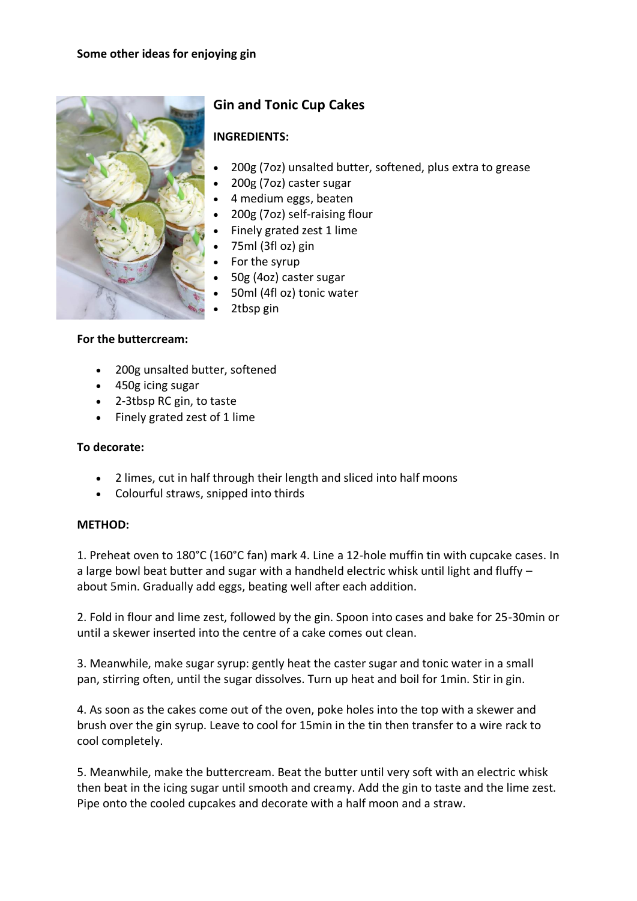**Some other ideas for enjoying gin**

## Gin and Tonic Cup Cakes

**INGREDIENTS:**

- 200g (7oz) unsalted butter, softened, plus extra to grease
- 200g (7oz) caster sugar
- 4 medium eggs, beaten
- 200g (7oz) self-raising flour
- Finely grated zest 1 lime
- 75ml (3fl oz) gin
- For the syrup
- 50g (4oz) caster sugar
- 50ml (4fl oz) tonic water
- 2tbsp gin

**For the buttercream:**

- 200g unsalted butter, softened
- 450g icing sugar
- 2-3tbsp RC gin, to taste
- Finely grated zest of 1 lime

**To decorate:**

- 2 limes, cut in half through their length and sliced into half moons
- Colourful straws, snipped into thirds

**METHOD:**

1. Preheat oven to 180°C (160°C fan) mark 4. Line a 12-hole muffin tin with cupcake cases. In a large bowl beat butter and sugar with a handheld electric whisk until light and fluffy – about 5min. Gradually add eggs, beating well after each addition.

2. Fold in flour and lime zest, followed by the gin. Spoon into cases and bake for 25-30min or until a skewer inserted into the centre of a cake comes out clean.

3. Meanwhile, make sugar syrup: gently heat the caster sugar and tonic water in a small pan, stirring often, until the sugar dissolves. Turn up heat and boil for 1min. Stir in gin.

4. As soon as the cakes come out of the oven, poke holes into the top with a skewer and brush over the gin syrup. Leave to cool for 15min in the tin then transfer to a wire rack to cool completely.

5. Meanwhile, make the buttercream. Beat the butter until very soft with an electric whisk then beat in the icing sugar until smooth and creamy. Add the gin to taste and the lime zest. Pipe onto the cooled cupcakes and decorate with a half moon and a straw.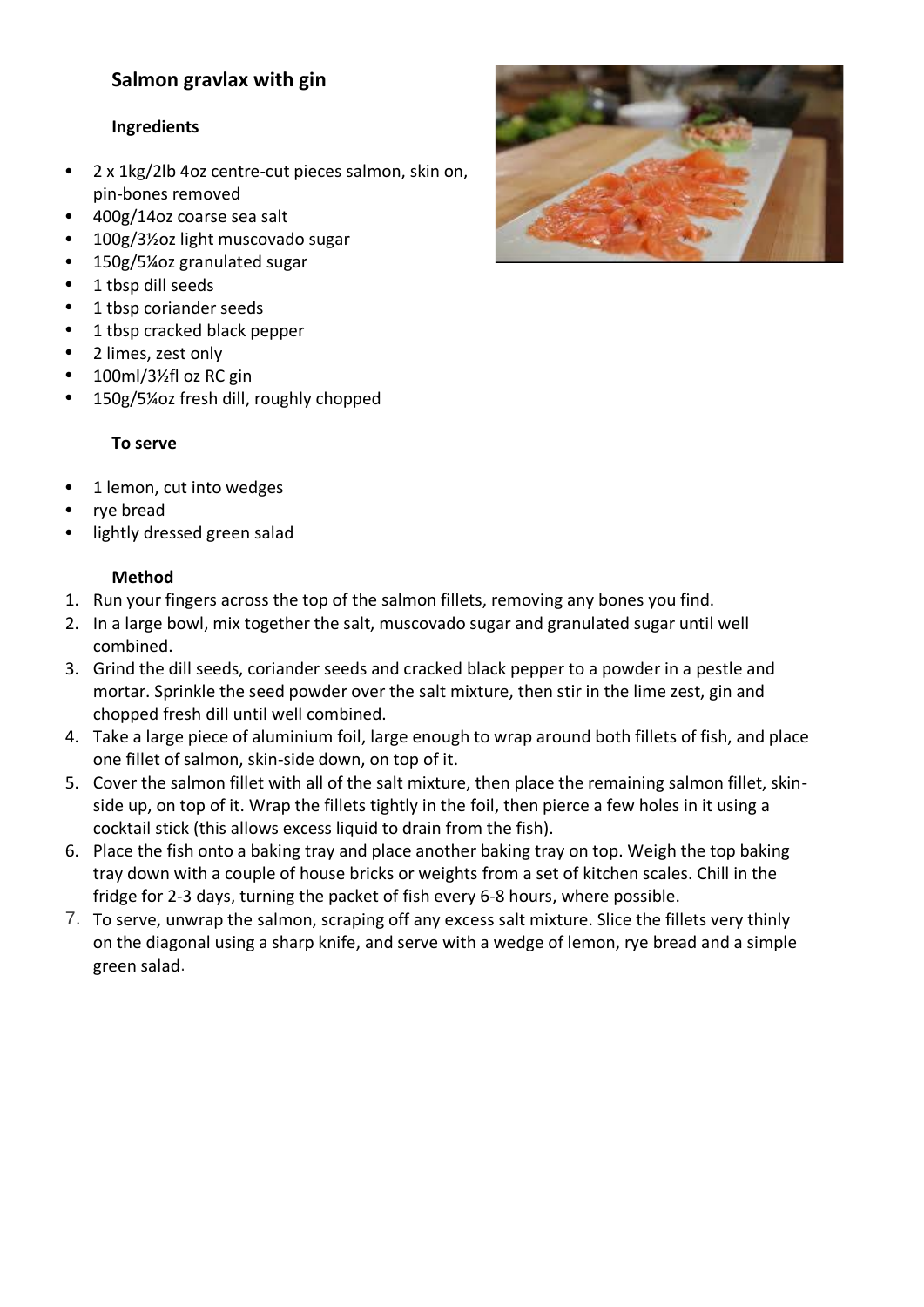## Salmon gravlax with gin

### Ingredients

- 2 x 1kg/2lb 4oz centre-cut pieces salmon, skin on, pin-bones removed
- 400g/14oz coarse sea salt
- 100g/3½oz light muscovado sugar
- 150g/5¼oz granulated sugar
- 1 tbsp dill seeds
- 1 tbsp coriander seeds
- 1 tbsp cracked black pepper
- 2 limes, zest only
- 100ml/3½fl oz RC gin
- 150g/5¼oz fresh dill, roughly chopped

### To serve

- 1 lemon, cut into wedges
- rye bread
- lightly dressed green salad

### Method

1. Run your fingers across the top of the salmon fillets, removing any bones you find.
2. In a large bowl, mix together the salt, muscovado sugar and granulated sugar until well combined.
3. Grind the dill seeds, coriander seeds and cracked black pepper to a powder in a pestle and mortar. Sprinkle the seed powder over the salt mixture, then stir in the lime zest, gin and chopped fresh dill until well combined.
4. Take a large piece of aluminium foil, large enough to wrap around both fillets of fish, and place one fillet of salmon, skin-side down, on top of it.
5. Cover the salmon fillet with all of the salt mixture, then place the remaining salmon fillet, skin-side up, on top of it. Wrap the fillets tightly in the foil, then pierce a few holes in it using a cocktail stick (this allows excess liquid to drain from the fish).
6. Place the fish onto a baking tray and place another baking tray on top. Weigh the top baking tray down with a couple of house bricks or weights from a set of kitchen scales. Chill in the fridge for 2-3 days, turning the packet of fish every 6-8 hours, where possible.
7. To serve, unwrap the salmon, scraping off any excess salt mixture. Slice the fillets very thinly on the diagonal using a sharp knife, and serve with a wedge of lemon, rye bread and a simple green salad.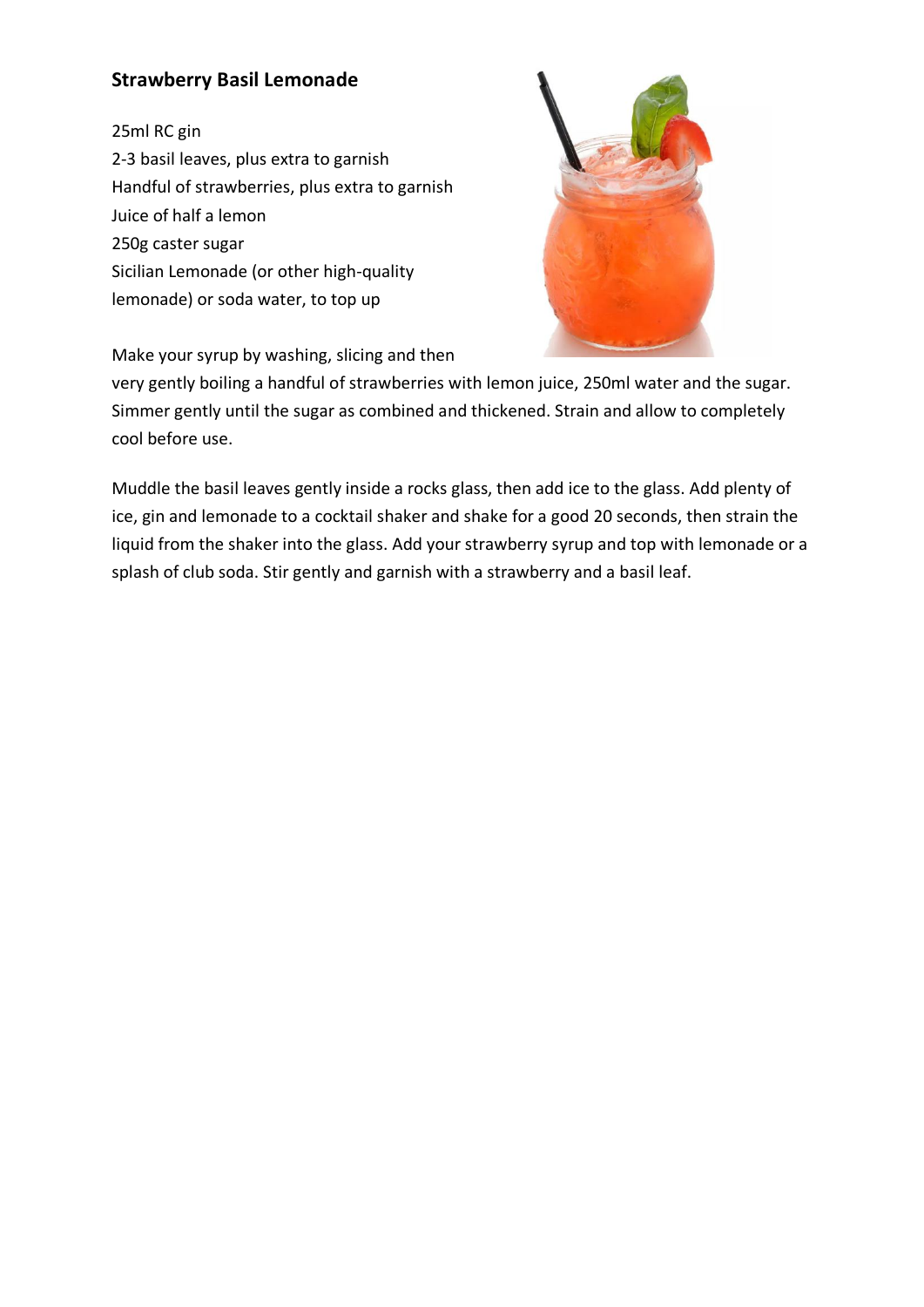## Strawberry Basil Lemonade

25ml RC gin
2-3 basil leaves, plus extra to garnish
Handful of strawberries, plus extra to garnish
Juice of half a lemon
250g caster sugar
Sicilian Lemonade (or other high-quality lemonade) or soda water, to top up

Make your syrup by washing, slicing and then very gently boiling a handful of strawberries with lemon juice, 250ml water and the sugar. Simmer gently until the sugar as combined and thickened. Strain and allow to completely cool before use.

Muddle the basil leaves gently inside a rocks glass, then add ice to the glass. Add plenty of ice, gin and lemonade to a cocktail shaker and shake for a good 20 seconds, then strain the liquid from the shaker into the glass. Add your strawberry syrup and top with lemonade or a splash of club soda. Stir gently and garnish with a strawberry and a basil leaf.